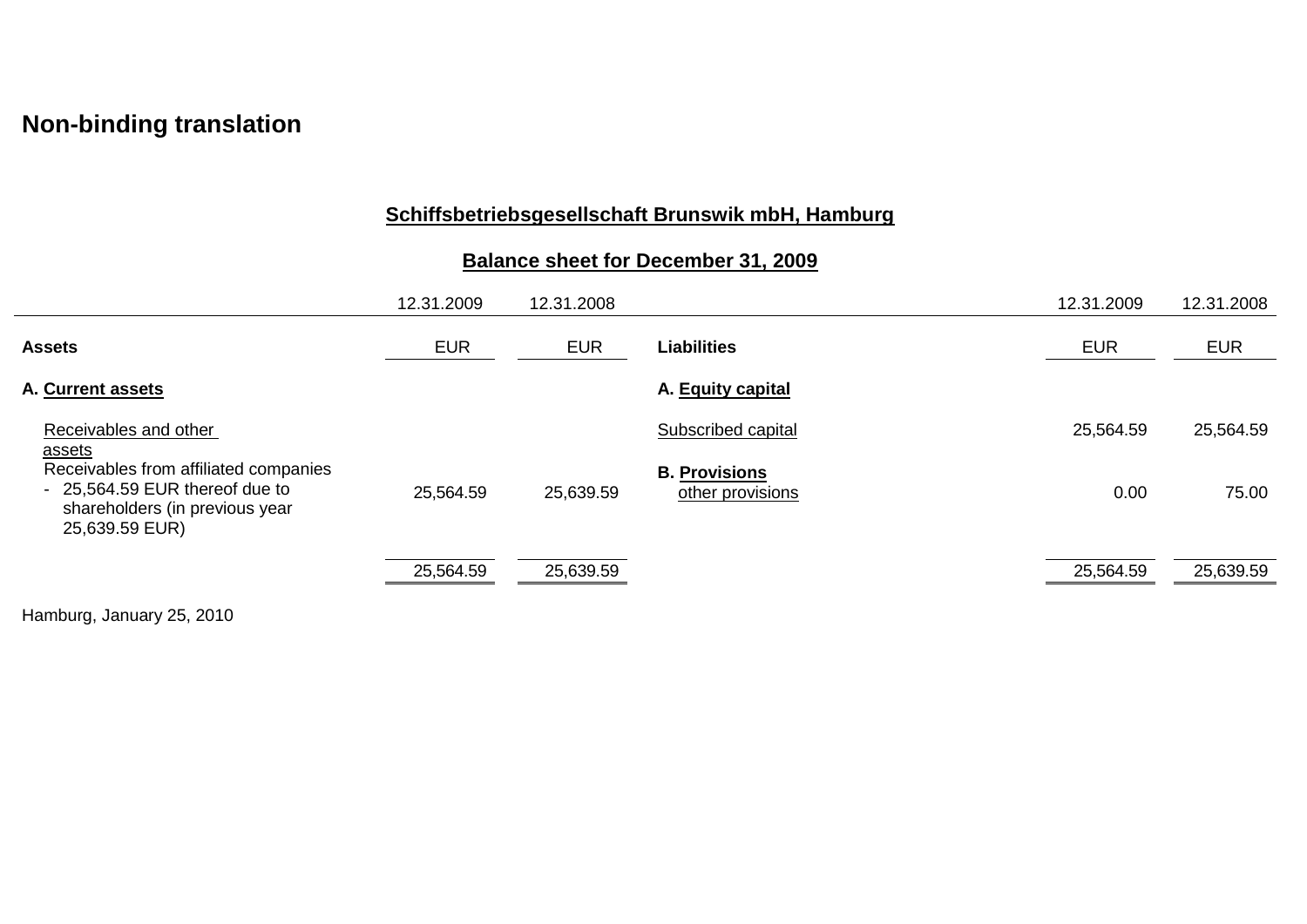**Non-binding translation**

## Schiffsbetriebsgesellschaft Brunswik mbH, Hamburg

### Balance sheet for December 31, 2009

| | 12.31.2009 | 12.31.2008 | | 12.31.2009 | 12.31.2008 |
|---|---|---|---|---|---|
| **Assets** | EUR | EUR | **Liabilities** | EUR | EUR |
| **A. Current assets** | | | **A. Equity capital** | | |
| Receivables and other assets | | | Subscribed capital | 25,564.59 | 25,564.59 |
| Receivables from affiliated companies - 25,564.59 EUR thereof due to shareholders (in previous year 25,639.59 EUR) | 25,564.59 | 25,639.59 | **B. Provisions** other provisions | 0.00 | 75.00 |
| | 25,564.59 | 25,639.59 | | 25,564.59 | 25,639.59 |

Hamburg, January 25, 2010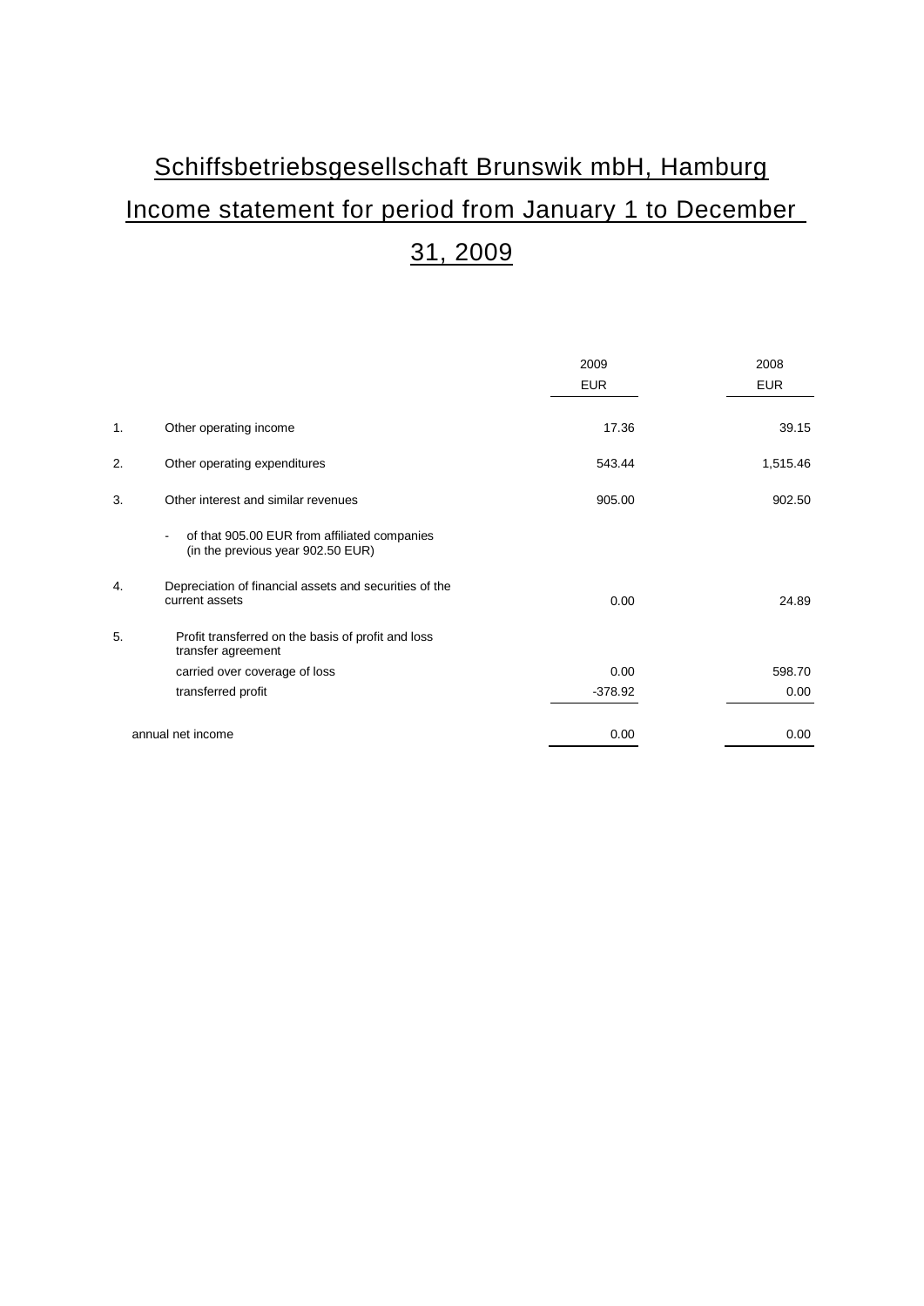# Schiffsbetriebsgesellschaft Brunswik mbH, Hamburg

## Income statement for period from January 1 to December 31, 2009

| | | 2009<br>EUR | 2008<br>EUR |
|---|---|---|---|
| 1. | Other operating income | 17.36 | 39.15 |
| 2. | Other operating expenditures | 543.44 | 1,515.46 |
| 3. | Other interest and similar revenues | 905.00 | 902.50 |
| | - of that 905.00 EUR from affiliated companies (in the previous year 902.50 EUR) | | |
| 4. | Depreciation of financial assets and securities of the current assets | 0.00 | 24.89 |
| 5. | Profit transferred on the basis of profit and loss transfer agreement | | |
| | carried over coverage of loss | 0.00 | 598.70 |
| | transferred profit | -378.92 | 0.00 |
| | annual net income | 0.00 | 0.00 |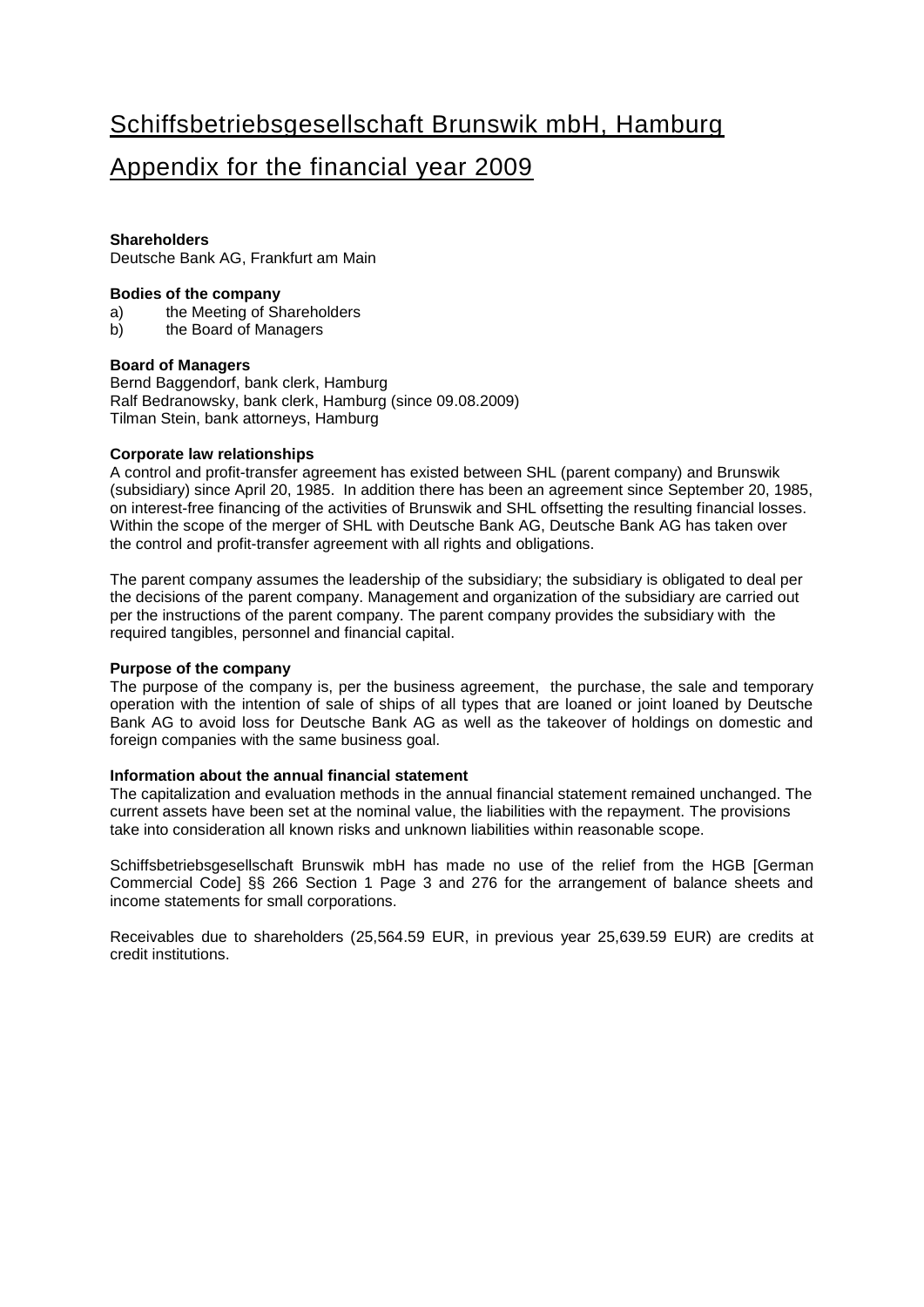# Schiffsbetriebsgesellschaft Brunswik mbH, Hamburg

# Appendix for the financial year 2009

**Shareholders**
Deutsche Bank AG, Frankfurt am Main

**Bodies of the company**
a) the Meeting of Shareholders
b) the Board of Managers

**Board of Managers**
Bernd Baggendorf, bank clerk, Hamburg
Ralf Bedranowsky, bank clerk, Hamburg (since 09.08.2009)
Tilman Stein, bank attorneys, Hamburg

**Corporate law relationships**
A control and profit-transfer agreement has existed between SHL (parent company) and Brunswik (subsidiary) since April 20, 1985. In addition there has been an agreement since September 20, 1985, on interest-free financing of the activities of Brunswik and SHL offsetting the resulting financial losses. Within the scope of the merger of SHL with Deutsche Bank AG, Deutsche Bank AG has taken over the control and profit-transfer agreement with all rights and obligations.

The parent company assumes the leadership of the subsidiary; the subsidiary is obligated to deal per the decisions of the parent company. Management and organization of the subsidiary are carried out per the instructions of the parent company. The parent company provides the subsidiary with the required tangibles, personnel and financial capital.

**Purpose of the company**
The purpose of the company is, per the business agreement, the purchase, the sale and temporary operation with the intention of sale of ships of all types that are loaned or joint loaned by Deutsche Bank AG to avoid loss for Deutsche Bank AG as well as the takeover of holdings on domestic and foreign companies with the same business goal.

**Information about the annual financial statement**
The capitalization and evaluation methods in the annual financial statement remained unchanged. The current assets have been set at the nominal value, the liabilities with the repayment. The provisions take into consideration all known risks and unknown liabilities within reasonable scope.

Schiffsbetriebsgesellschaft Brunswik mbH has made no use of the relief from the HGB [German Commercial Code] §§ 266 Section 1 Page 3 and 276 for the arrangement of balance sheets and income statements for small corporations.

Receivables due to shareholders (25,564.59 EUR, in previous year 25,639.59 EUR) are credits at credit institutions.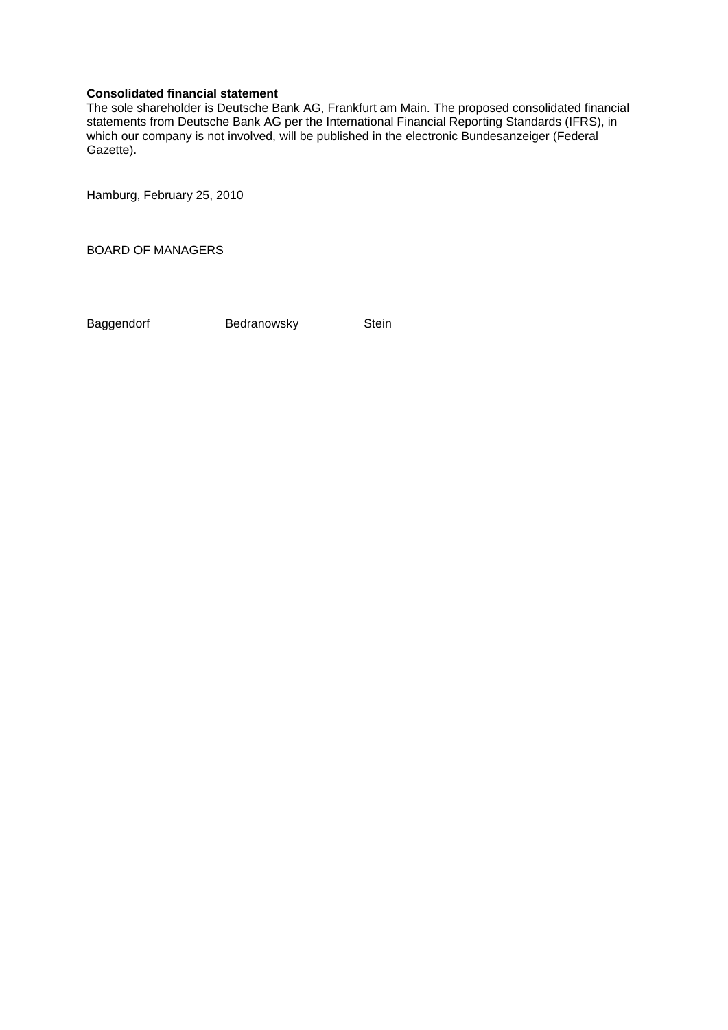**Consolidated financial statement**

The sole shareholder is Deutsche Bank AG, Frankfurt am Main. The proposed consolidated financial statements from Deutsche Bank AG per the International Financial Reporting Standards (IFRS), in which our company is not involved, will be published in the electronic Bundesanzeiger (Federal Gazette).

Hamburg, February 25, 2010

BOARD OF MANAGERS

Baggendorf Bedranowsky Stein